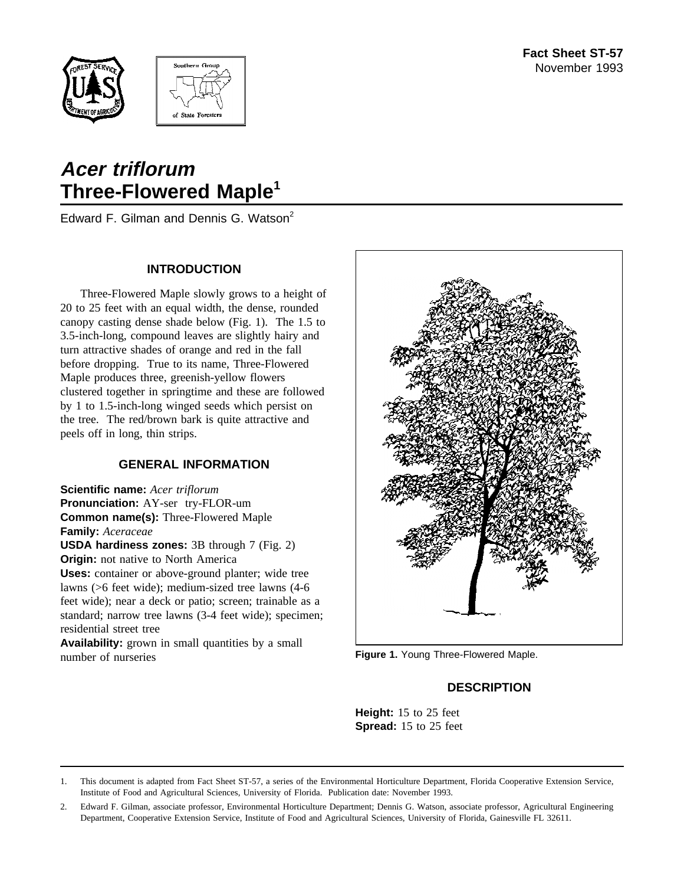Fact Sheet ST-57
November 1993

# *Acer triflorum*
# Three-Flowered Maple[1]

Edward F. Gilman and Dennis G. Watson[2]

## INTRODUCTION

Three-Flowered Maple slowly grows to a height of 20 to 25 feet with an equal width, the dense, rounded canopy casting dense shade below (Fig. 1). The 1.5 to 3.5-inch-long, compound leaves are slightly hairy and turn attractive shades of orange and red in the fall before dropping. True to its name, Three-Flowered Maple produces three, greenish-yellow flowers clustered together in springtime and these are followed by 1 to 1.5-inch-long winged seeds which persist on the tree. The red/brown bark is quite attractive and peels off in long, thin strips.

## GENERAL INFORMATION

**Scientific name:** *Acer triflorum*
**Pronunciation:** AY-ser try-FLOR-um
**Common name(s):** Three-Flowered Maple
**Family:** *Aceraceae*
**USDA hardiness zones:** 3B through 7 (Fig. 2)
**Origin:** not native to North America
**Uses:** container or above-ground planter; wide tree lawns (>6 feet wide); medium-sized tree lawns (4-6 feet wide); near a deck or patio; screen; trainable as a standard; narrow tree lawns (3-4 feet wide); specimen; residential street tree
**Availability:** grown in small quantities by a small number of nurseries

**Figure 1.** Young Three-Flowered Maple.

## DESCRIPTION

**Height:** 15 to 25 feet
**Spread:** 15 to 25 feet

---

1. This document is adapted from Fact Sheet ST-57, a series of the Environmental Horticulture Department, Florida Cooperative Extension Service, Institute of Food and Agricultural Sciences, University of Florida. Publication date: November 1993.

2. Edward F. Gilman, associate professor, Environmental Horticulture Department; Dennis G. Watson, associate professor, Agricultural Engineering Department, Cooperative Extension Service, Institute of Food and Agricultural Sciences, University of Florida, Gainesville FL 32611.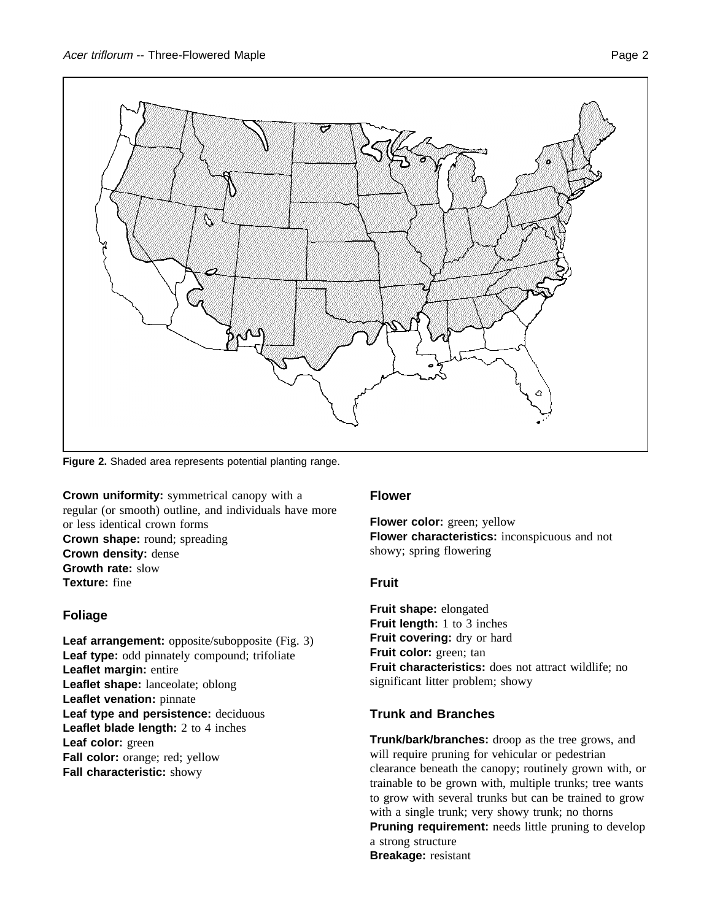**Figure 2.** Shaded area represents potential planting range.

**Crown uniformity:** symmetrical canopy with a regular (or smooth) outline, and individuals have more or less identical crown forms
**Crown shape:** round; spreading
**Crown density:** dense
**Growth rate:** slow
**Texture:** fine

## Foliage

**Leaf arrangement:** opposite/subopposite (Fig. 3)
**Leaf type:** odd pinnately compound; trifoliate
**Leaflet margin:** entire
**Leaflet shape:** lanceolate; oblong
**Leaflet venation:** pinnate
**Leaf type and persistence:** deciduous
**Leaflet blade length:** 2 to 4 inches
**Leaf color:** green
**Fall color:** orange; red; yellow
**Fall characteristic:** showy

## Flower

**Flower color:** green; yellow
**Flower characteristics:** inconspicuous and not showy; spring flowering

## Fruit

**Fruit shape:** elongated
**Fruit length:** 1 to 3 inches
**Fruit covering:** dry or hard
**Fruit color:** green; tan
**Fruit characteristics:** does not attract wildlife; no significant litter problem; showy

## Trunk and Branches

**Trunk/bark/branches:** droop as the tree grows, and will require pruning for vehicular or pedestrian clearance beneath the canopy; routinely grown with, or trainable to be grown with, multiple trunks; tree wants to grow with several trunks but can be trained to grow with a single trunk; very showy trunk; no thorns
**Pruning requirement:** needs little pruning to develop a strong structure
**Breakage:** resistant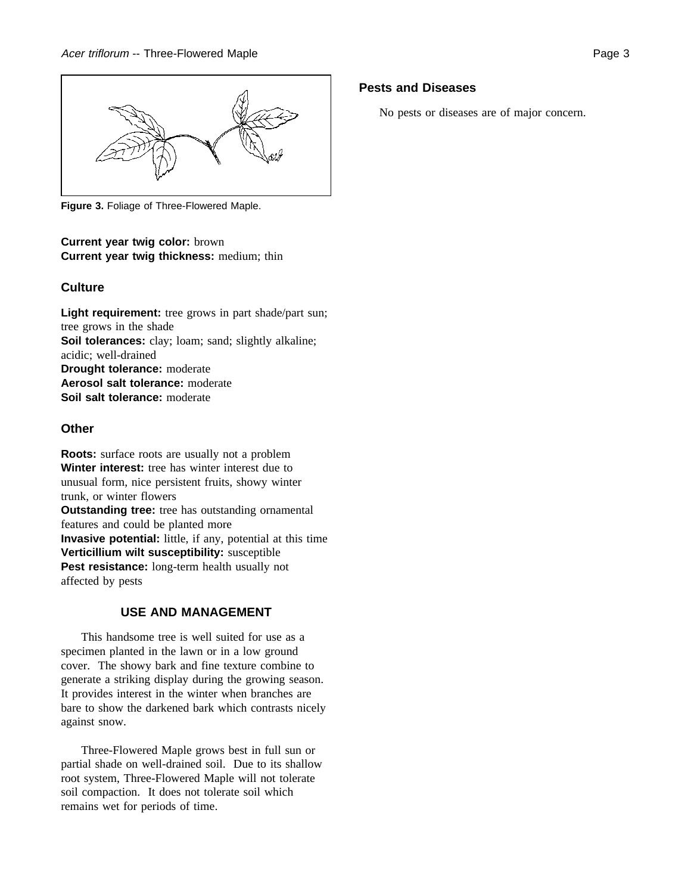**Figure 3.** Foliage of Three-Flowered Maple.

**Current year twig color:** brown
**Current year twig thickness:** medium; thin

## Culture

**Light requirement:** tree grows in part shade/part sun; tree grows in the shade
**Soil tolerances:** clay; loam; sand; slightly alkaline; acidic; well-drained
**Drought tolerance:** moderate
**Aerosol salt tolerance:** moderate
**Soil salt tolerance:** moderate

## Other

**Roots:** surface roots are usually not a problem
**Winter interest:** tree has winter interest due to unusual form, nice persistent fruits, showy winter trunk, or winter flowers
**Outstanding tree:** tree has outstanding ornamental features and could be planted more
**Invasive potential:** little, if any, potential at this time
**Verticillium wilt susceptibility:** susceptible
**Pest resistance:** long-term health usually not affected by pests

## USE AND MANAGEMENT

This handsome tree is well suited for use as a specimen planted in the lawn or in a low ground cover. The showy bark and fine texture combine to generate a striking display during the growing season. It provides interest in the winter when branches are bare to show the darkened bark which contrasts nicely against snow.

Three-Flowered Maple grows best in full sun or partial shade on well-drained soil. Due to its shallow root system, Three-Flowered Maple will not tolerate soil compaction. It does not tolerate soil which remains wet for periods of time.

## Pests and Diseases

No pests or diseases are of major concern.